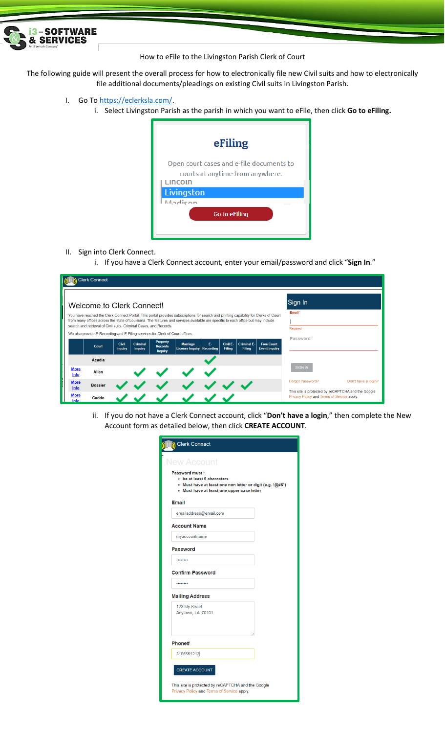# How to eFile to the Livingston Parish Clerk of Court

The following guide will present the overall process for how to electronically file new Civil suits and how to electronically file additional documents/pleadings on existing Civil suits in Livingston Parish.

I. Go To https://eclerksla.com/.
   i. Select Livingston Parish as the parish in which you want to eFile, then click **Go to eFiling.**

II. Sign into Clerk Connect.
   i. If you have a Clerk Connect account, enter your email/password and click "**Sign In**."
   ii. If you do not have a Clerk Connect account, click "**Don't have a login**," then complete the New Account form as detailed below, then click **CREATE ACCOUNT**.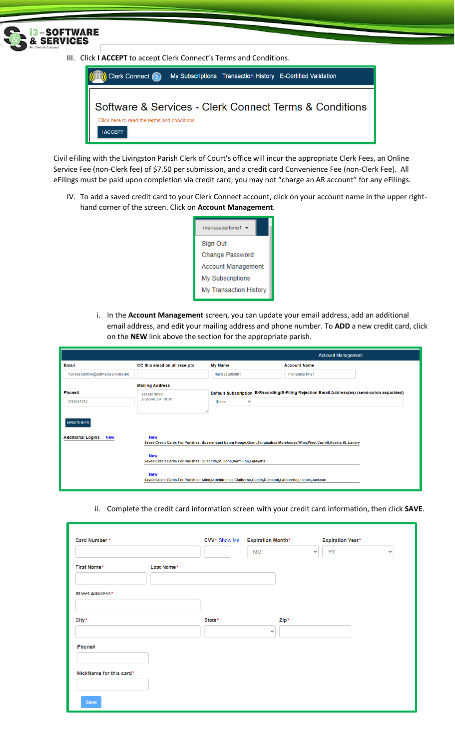III. Click **I ACCEPT** to accept Clerk Connect's Terms and Conditions.

Clerk Connect | My Subscriptions | Transaction History | E-Certified Validation

Software & Services - Clerk Connect Terms & Conditions

Click here to read the terms and conditions.

I ACCEPT

Civil eFiling with the Livingston Parish Clerk of Court's office will incur the appropriate Clerk Fees, an Online Service Fee (non-Clerk fee) of $7.50 per submission, and a credit card Convenience Fee (non-Clerk Fee). All eFilings must be paid upon completion via credit card; you may not "charge an AR account" for any eFilings.

IV. To add a saved credit card to your Clerk Connect account, click on your account name in the upper right-hand corner of the screen. Click on **Account Management**.

marissacarbine1

- Sign Out
- Change Password
- Account Management
- My Subscriptions
- My Transaction History

i. In the **Account Management** screen, you can update your email address, add an additional email address, and edit your mailing address and phone number. To **ADD** a new credit card, click on the **NEW** link above the section for the appropriate parish.

Account Management

| Email | CC this email on all receipts | My Name | Account Name |
|---|---|---|---|
| marissa.carbine@softwareservices.net | | marissacarbine1 | marissacarbine1 |

Phone#: 3185551212

Mailing Address: 123 My Street, Anytown, LA 70101

Default Subscription: (None)

E-Recording/E-Filing Rejection Email Address(es) (semi-colon separated)

UPDATE INFO

Additional Logins New

New
Saved Credit Cards For Parishes: Bossier,East Baton Rouge,Grant,Tangipahoa,Morehouse,Winn,West Carroll,Acadia,St. Landry

New
Saved Credit Cards For Parishes: Ouachita,St. John,Vermilion,Lafayette

New
Saved Credit Cards For Parishes: Allen,Natchitoches,Claiborne,Caddo,Richland,Lafourche,Lincoln,Jackson

ii. Complete the credit card information screen with your credit card information, then click **SAVE**.

Card Number* | CVV* Show Me | Expiration Month* (MM) | Expiration Year* (YY)

First Name* | Last Name*

Street Address*

City* | State* | Zip*

Phone#

NickName for this card*

Save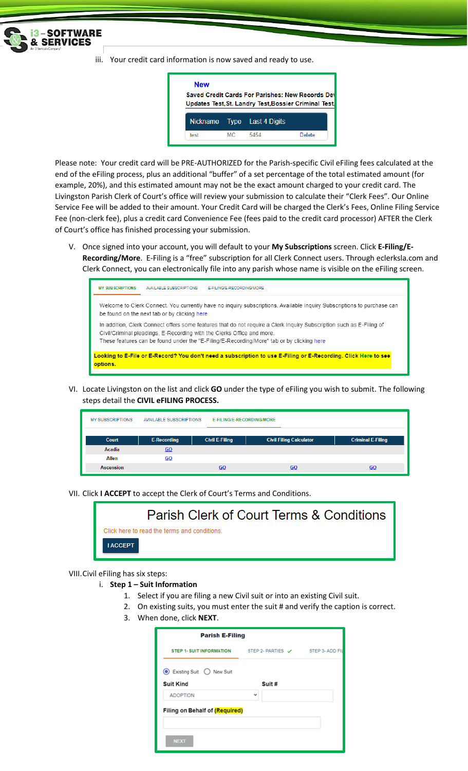iii. Your credit card information is now saved and ready to use.

**New**

Saved Credit Cards For Parishes: New Records Dev Updates Test, St. Landry Test, Bossier Criminal Test,

| Nickname | Type | Last 4 Digits | |
|---|---|---|---|
| test | MC | 5454 | Delete |

Please note: Your credit card will be PRE-AUTHORIZED for the Parish-specific Civil eFiling fees calculated at the end of the eFiling process, plus an additional "buffer" of a set percentage of the total estimated amount (for example, 20%), and this estimated amount may not be the exact amount charged to your credit card. The Livingston Parish Clerk of Court's office will review your submission to calculate their "Clerk Fees". Our Online Service Fee will be added to their amount. Your Credit Card will be charged the Clerk's Fees, Online Filing Service Fee (non-clerk fee), plus a credit card Convenience Fee (fees paid to the credit card processor) AFTER the Clerk of Court's office has finished processing your submission.

V. Once signed into your account, you will default to your **My Subscriptions** screen. Click **E-Filing/E-Recording/More**. E-Filing is a "free" subscription for all Clerk Connect users. Through eclerksla.com and Clerk Connect, you can electronically file into any parish whose name is visible on the eFiling screen.

MY SUBSCRIPTIONS | AVAILABLE SUBSCRIPTIONS | E-FILING/E-RECORDING/MORE

Welcome to Clerk Connect. You currently have no inquiry subscriptions. Available Inquiry Subscriptions to purchase can be found on the next tab or by clicking here

In addition, Clerk Connect offers some features that do not require a Clerk Inquiry Subscription such as E-Filing of Civil/Criminal pleadings, E-Recording with the Clerks Office and more. These features can be found under the "E-Filing/E-Recording/More" tab or by clicking here

**Looking to E-File or E-Record? You don't need a subscription to use E-Filing or E-Recording. Click Here to see options.**

VI. Locate Livingston on the list and click **GO** under the type of eFiling you wish to submit. The following steps detail the **CIVIL eFILING PROCESS.**

MY SUBSCRIPTIONS | AVAILABLE SUBSCRIPTIONS | E-FILING/E-RECORDING/MORE

| Court | E-Recording | Civil E-Filing | Civil Filing Calculator | Criminal E-Filing |
|---|---|---|---|---|
| Acadia | GO | | | |
| Allen | GO | | | |
| Ascension | | GO | GO | GO |

VII. Click **I ACCEPT** to accept the Clerk of Court's Terms and Conditions.

Parish Clerk of Court Terms & Conditions

Click here to read the terms and conditions.

I ACCEPT

VIII. Civil eFiling has six steps:

i. **Step 1 – Suit Information**

1. Select if you are filing a new Civil suit or into an existing Civil suit.
2. On existing suits, you must enter the suit # and verify the caption is correct.
3. When done, click **NEXT**.

**Parish E-Filing**

STEP 1- SUIT INFORMATION | STEP 2- PARTIES ✓ | STEP 3- ADD FI

Existing Suit / New Suit

Suit Kind: ADOPTION — Suit #

Filing on Behalf of **(Required)**

NEXT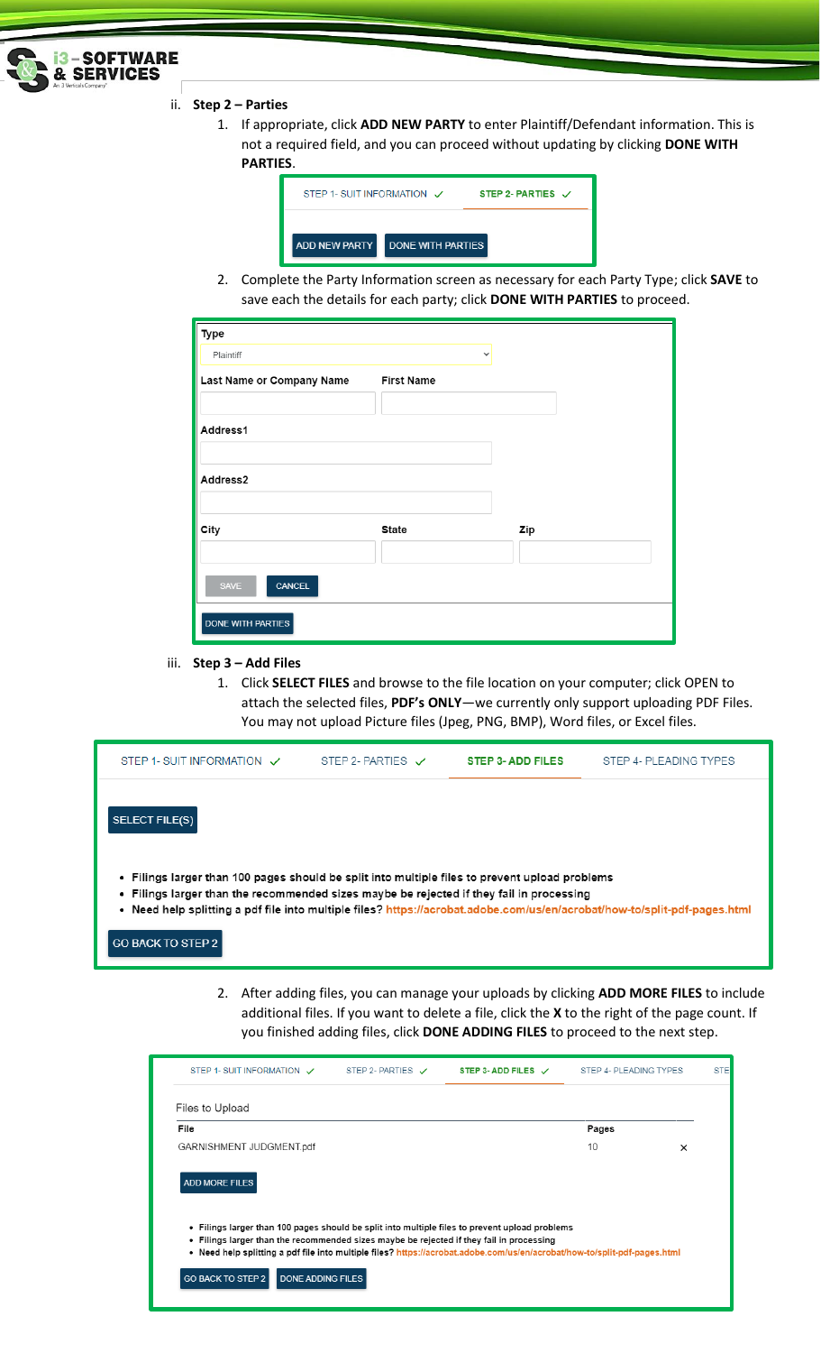ii. **Step 2 – Parties**

1. If appropriate, click **ADD NEW PARTY** to enter Plaintiff/Defendant information. This is not a required field, and you can proceed without updating by clicking **DONE WITH PARTIES**.

STEP 1- SUIT INFORMATION ✓ STEP 2- PARTIES ✓

ADD NEW PARTY DONE WITH PARTIES

2. Complete the Party Information screen as necessary for each Party Type; click **SAVE** to save each the details for each party; click **DONE WITH PARTIES** to proceed.

Type
Plaintiff

Last Name or Company Name First Name

Address1

Address2

City State Zip

SAVE CANCEL

DONE WITH PARTIES

iii. **Step 3 – Add Files**

1. Click **SELECT FILES** and browse to the file location on your computer; click OPEN to attach the selected files, **PDF's ONLY**—we currently only support uploading PDF Files. You may not upload Picture files (Jpeg, PNG, BMP), Word files, or Excel files.

STEP 1- SUIT INFORMATION ✓ STEP 2- PARTIES ✓ STEP 3- ADD FILES STEP 4- PLEADING TYPES

SELECT FILE(S)

- Filings larger than 100 pages should be split into multiple files to prevent upload problems
- Filings larger than the recommended sizes maybe be rejected if they fail in processing
- Need help splitting a pdf file into multiple files? https://acrobat.adobe.com/us/en/acrobat/how-to/split-pdf-pages.html

GO BACK TO STEP 2

2. After adding files, you can manage your uploads by clicking **ADD MORE FILES** to include additional files. If you want to delete a file, click the **X** to the right of the page count. If you finished adding files, click **DONE ADDING FILES** to proceed to the next step.

STEP 1- SUIT INFORMATION ✓ STEP 2- PARTIES ✓ STEP 3- ADD FILES ✓ STEP 4- PLEADING TYPES STE

Files to Upload

| File | Pages | |
|---|---|---|
| GARNISHMENT JUDGMENT.pdf | 10 | × |

ADD MORE FILES

- Filings larger than 100 pages should be split into multiple files to prevent upload problems
- Filings larger than the recommended sizes maybe be rejected if they fail in processing
- Need help splitting a pdf file into multiple files? https://acrobat.adobe.com/us/en/acrobat/how-to/split-pdf-pages.html

GO BACK TO STEP 2 DONE ADDING FILES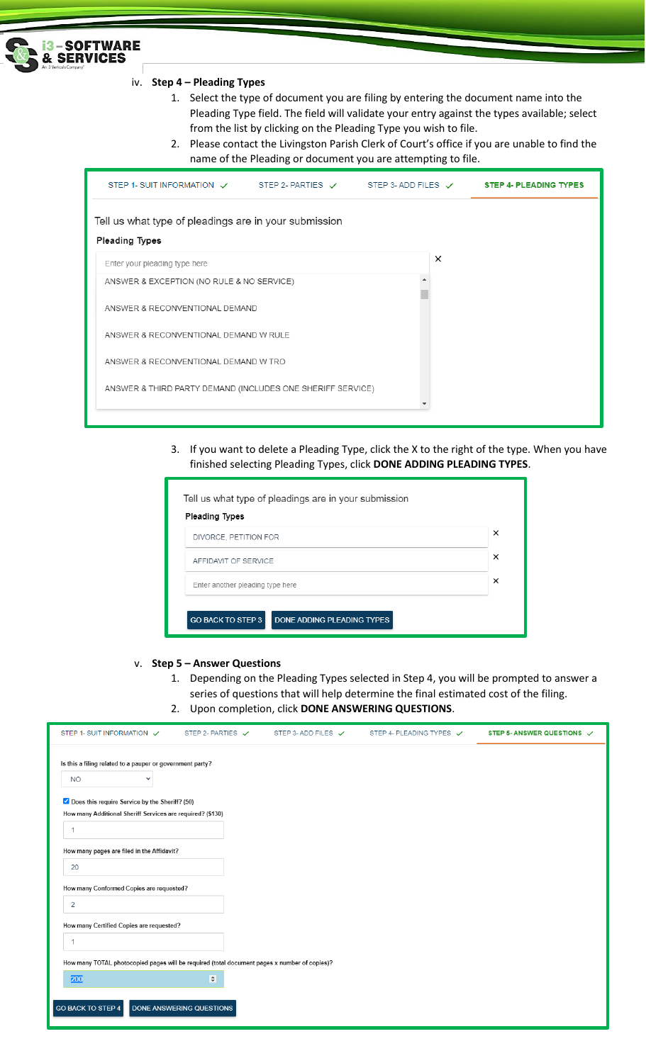iv. **Step 4 – Pleading Types**

1. Select the type of document you are filing by entering the document name into the Pleading Type field. The field will validate your entry against the types available; select from the list by clicking on the Pleading Type you wish to file.
2. Please contact the Livingston Parish Clerk of Court's office if you are unable to find the name of the Pleading or document you are attempting to file.

STEP 1- SUIT INFORMATION ✓ STEP 2- PARTIES ✓ STEP 3- ADD FILES ✓ **STEP 4- PLEADING TYPES**

Tell us what type of pleadings are in your submission

**Pleading Types**

Enter your pleading type here ×

- ANSWER & EXCEPTION (NO RULE & NO SERVICE)
- ANSWER & RECONVENTIONAL DEMAND
- ANSWER & RECONVENTIONAL DEMAND W RULE
- ANSWER & RECONVENTIONAL DEMAND W TRO
- ANSWER & THIRD PARTY DEMAND (INCLUDES ONE SHERIFF SERVICE)

3. If you want to delete a Pleading Type, click the X to the right of the type. When you have finished selecting Pleading Types, click **DONE ADDING PLEADING TYPES**.

Tell us what type of pleadings are in your submission

**Pleading Types**

- DIVORCE, PETITION FOR ×
- AFFIDAVIT OF SERVICE ×
- Enter another pleading type here ×

GO BACK TO STEP 3 | DONE ADDING PLEADING TYPES

v. **Step 5 – Answer Questions**

1. Depending on the Pleading Types selected in Step 4, you will be prompted to answer a series of questions that will help determine the final estimated cost of the filing.
2. Upon completion, click **DONE ANSWERING QUESTIONS**.

STEP 1- SUIT INFORMATION ✓ STEP 2- PARTIES ✓ STEP 3- ADD FILES ✓ STEP 4- PLEADING TYPES ✓ **STEP 5- ANSWER QUESTIONS ✓**

Is this a filing related to a pauper or government party?
NO

☑ Does this require Service by the Sheriff? (50)

How many Additional Sheriff Services are required? ($130)
1

How many pages are filed in the Affidavit?
20

How many Conformed Copies are requested?
2

How many Certified Copies are requested?
1

How many TOTAL photocopied pages will be required (total document pages x number of copies)?
200

GO BACK TO STEP 4 | DONE ANSWERING QUESTIONS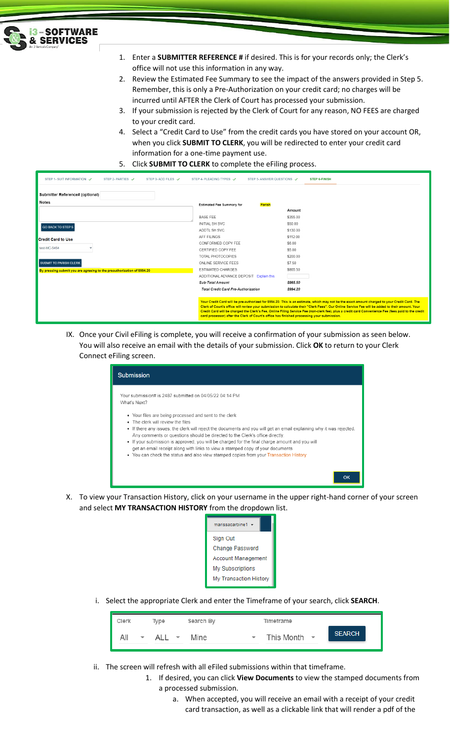1. Enter a **SUBMITTER REFERENCE #** if desired. This is for your records only; the Clerk's office will not use this information in any way.
2. Review the Estimated Fee Summary to see the impact of the answers provided in Step 5. Remember, this is only a Pre-Authorization on your credit card; no charges will be incurred until AFTER the Clerk of Court has processed your submission.
3. If your submission is rejected by the Clerk of Court for any reason, NO FEES are charged to your credit card.
4. Select a "Credit Card to Use" from the credit cards you have stored on your account OR, when you click **SUBMIT TO CLERK**, you will be redirected to enter your credit card information for a one-time payment use.
5. Click **SUBMIT TO CLERK** to complete the eFiling process.

IX. Once your Civil eFiling is complete, you will receive a confirmation of your submission as seen below. You will also receive an email with the details of your submission. Click **OK** to return to your Clerk Connect eFiling screen.

X. To view your Transaction History, click on your username in the upper right-hand corner of your screen and select **MY TRANSACTION HISTORY** from the dropdown list.

i. Select the appropriate Clerk and enter the Timeframe of your search, click **SEARCH**.

ii. The screen will refresh with all eFiled submissions within that timeframe.

1. If desired, you can click **View Documents** to view the stamped documents from a processed submission.
   a. When accepted, you will receive an email with a receipt of your credit card transaction, as well as a clickable link that will render a pdf of the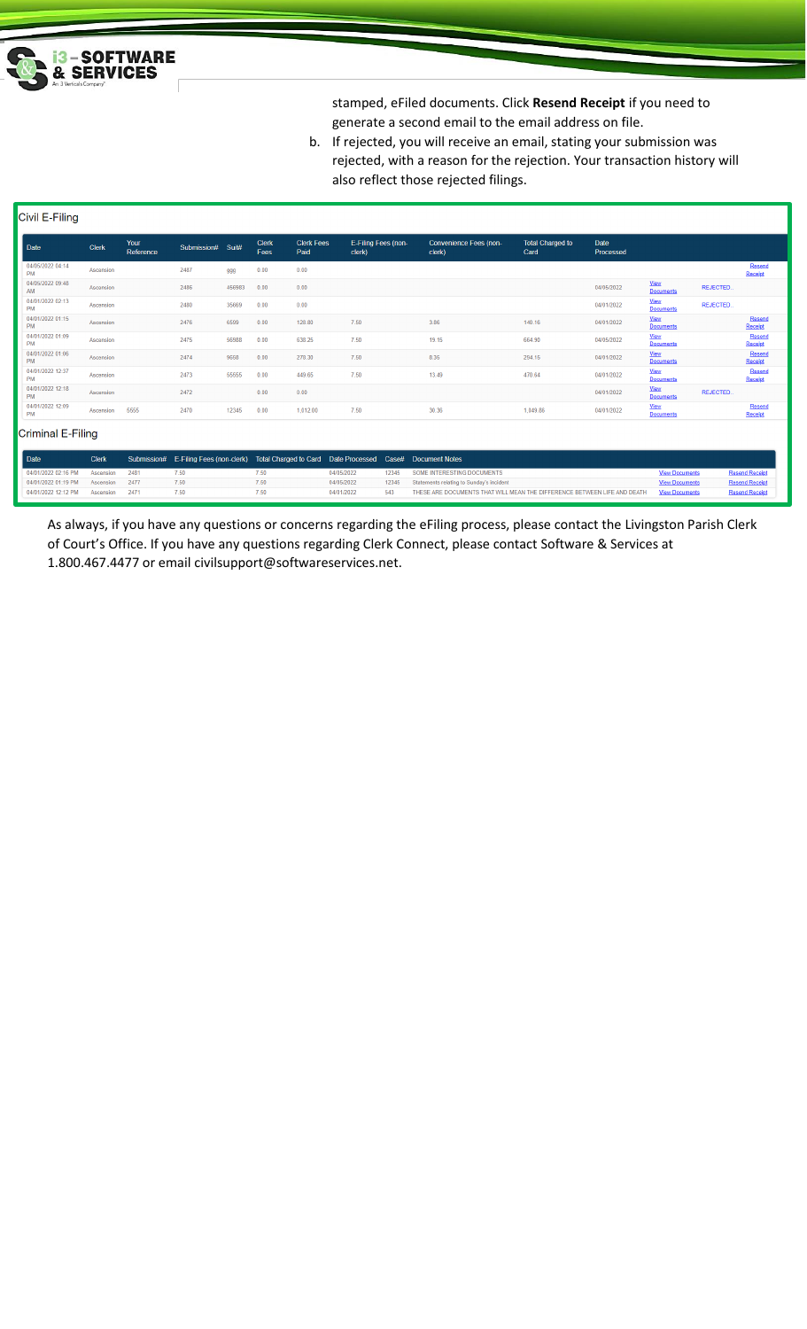stamped, eFiled documents. Click **Resend Receipt** if you need to generate a second email to the email address on file.

b. If rejected, you will receive an email, stating your submission was rejected, with a reason for the rejection. Your transaction history will also reflect those rejected filings.

### Civil E-Filing

| Date | Clerk | Your Reference | Submission# | Suit# | Clerk Fees | Clerk Fees Paid | E-Filing Fees (non-clerk) | Convenience Fees (non-clerk) | Total Charged to Card | Date Processed | | | |
|---|---|---|---|---|---|---|---|---|---|---|---|---|---|
| 04/05/2022 04:14 PM | Ascension | | 2487 | 999 | 0.00 | 0.00 | | | | | | | Resend Receipt |
| 04/05/2022 09:48 AM | Ascension | | 2486 | 456983 | 0.00 | 0.00 | | | | 04/05/2022 | View Documents | REJECTED... | |
| 04/01/2022 02:13 PM | Ascension | | 2480 | 35669 | 0.00 | 0.00 | | | | 04/01/2022 | View Documents | REJECTED... | |
| 04/01/2022 01:15 PM | Ascension | | 2476 | 6599 | 0.00 | 128.80 | 7.50 | 3.86 | 140.16 | 04/01/2022 | View Documents | | Resend Receipt |
| 04/01/2022 01:09 PM | Ascension | | 2475 | 56988 | 0.00 | 638.25 | 7.50 | 19.15 | 664.90 | 04/05/2022 | View Documents | | Resend Receipt |
| 04/01/2022 01:06 PM | Ascension | | 2474 | 9658 | 0.00 | 278.30 | 7.50 | 8.35 | 294.15 | 04/01/2022 | View Documents | | Resend Receipt |
| 04/01/2022 12:37 PM | Ascension | | 2473 | 55555 | 0.00 | 449.65 | 7.50 | 13.49 | 470.64 | 04/01/2022 | View Documents | | Resend Receipt |
| 04/01/2022 12:18 PM | Ascension | | 2472 | | 0.00 | 0.00 | | | | 04/01/2022 | View Documents | REJECTED... | |
| 04/01/2022 12:09 PM | Ascension | 5555 | 2470 | 12345 | 0.00 | 1,012.00 | 7.50 | 30.36 | 1,049.86 | 04/01/2022 | View Documents | | Resend Receipt |

### Criminal E-Filing

| Date | Clerk | Submission# | E-Filing Fees (non-clerk) | Total Charged to Card | Date Processed | Case# | Document Notes | | |
|---|---|---|---|---|---|---|---|---|---|
| 04/01/2022 02:16 PM | Ascension | 2481 | 7.50 | 7.50 | 04/05/2022 | 12345 | SOME INTERESTING DOCUMENTS | View Documents | Resend Receipt |
| 04/01/2022 01:19 PM | Ascension | 2477 | 7.50 | 7.50 | 04/05/2022 | 12345 | Statements relating to Sunday's incident | View Documents | Resend Receipt |
| 04/01/2022 12:12 PM | Ascension | 2471 | 7.50 | 7.50 | 04/01/2022 | 543 | THESE ARE DOCUMENTS THAT WILL MEAN THE DIFFERENCE BETWEEN LIFE AND DEATH | View Documents | Resend Receipt |

As always, if you have any questions or concerns regarding the eFiling process, please contact the Livingston Parish Clerk of Court's Office. If you have any questions regarding Clerk Connect, please contact Software & Services at 1.800.467.4477 or email civilsupport@softwareservices.net.